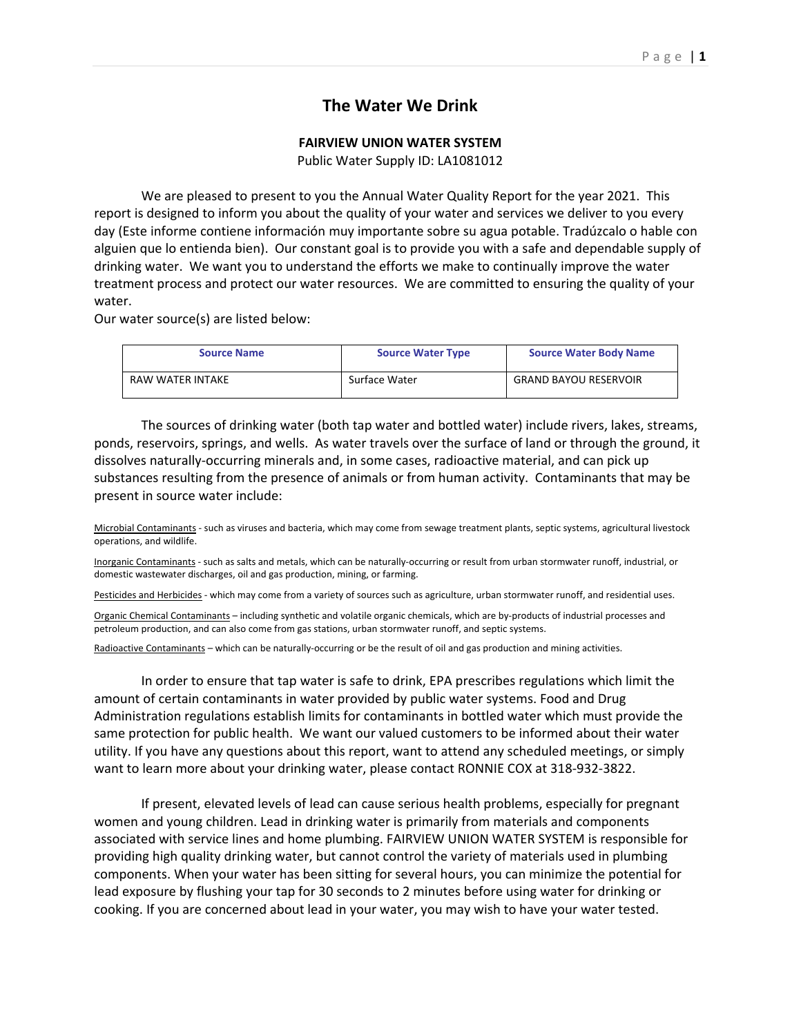# The Water We Drink

**FAIRVIEW UNION WATER SYSTEM**

Public Water Supply ID: LA1081012

We are pleased to present to you the Annual Water Quality Report for the year 2021. This report is designed to inform you about the quality of your water and services we deliver to you every day (Este informe contiene información muy importante sobre su agua potable. Tradúzcalo o hable con alguien que lo entienda bien). Our constant goal is to provide you with a safe and dependable supply of drinking water. We want you to understand the efforts we make to continually improve the water treatment process and protect our water resources. We are committed to ensuring the quality of your water.

Our water source(s) are listed below:

| Source Name | Source Water Type | Source Water Body Name |
| --- | --- | --- |
| RAW WATER INTAKE | Surface Water | GRAND BAYOU RESERVOIR |

The sources of drinking water (both tap water and bottled water) include rivers, lakes, streams, ponds, reservoirs, springs, and wells. As water travels over the surface of land or through the ground, it dissolves naturally-occurring minerals and, in some cases, radioactive material, and can pick up substances resulting from the presence of animals or from human activity. Contaminants that may be present in source water include:

Microbial Contaminants - such as viruses and bacteria, which may come from sewage treatment plants, septic systems, agricultural livestock operations, and wildlife.

Inorganic Contaminants - such as salts and metals, which can be naturally-occurring or result from urban stormwater runoff, industrial, or domestic wastewater discharges, oil and gas production, mining, or farming.

Pesticides and Herbicides - which may come from a variety of sources such as agriculture, urban stormwater runoff, and residential uses.

Organic Chemical Contaminants – including synthetic and volatile organic chemicals, which are by-products of industrial processes and petroleum production, and can also come from gas stations, urban stormwater runoff, and septic systems.

Radioactive Contaminants – which can be naturally-occurring or be the result of oil and gas production and mining activities.

In order to ensure that tap water is safe to drink, EPA prescribes regulations which limit the amount of certain contaminants in water provided by public water systems. Food and Drug Administration regulations establish limits for contaminants in bottled water which must provide the same protection for public health. We want our valued customers to be informed about their water utility. If you have any questions about this report, want to attend any scheduled meetings, or simply want to learn more about your drinking water, please contact RONNIE COX at 318-932-3822.

If present, elevated levels of lead can cause serious health problems, especially for pregnant women and young children. Lead in drinking water is primarily from materials and components associated with service lines and home plumbing. FAIRVIEW UNION WATER SYSTEM is responsible for providing high quality drinking water, but cannot control the variety of materials used in plumbing components. When your water has been sitting for several hours, you can minimize the potential for lead exposure by flushing your tap for 30 seconds to 2 minutes before using water for drinking or cooking. If you are concerned about lead in your water, you may wish to have your water tested.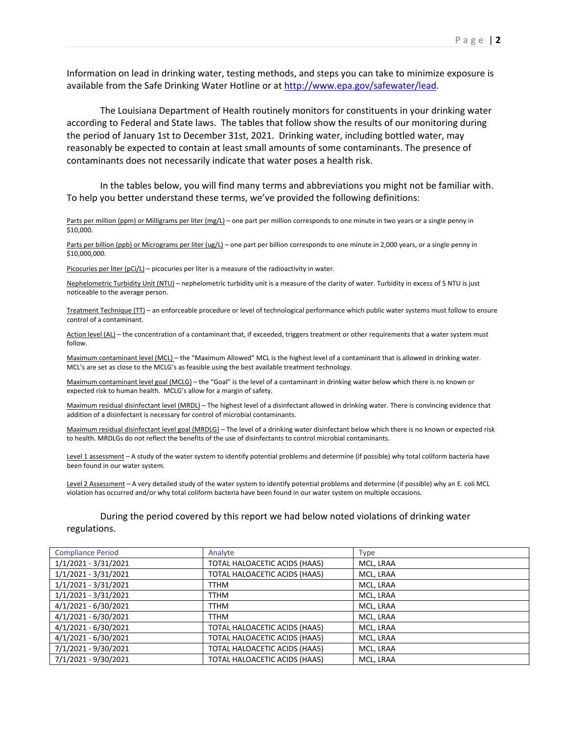Information on lead in drinking water, testing methods, and steps you can take to minimize exposure is available from the Safe Drinking Water Hotline or at http://www.epa.gov/safewater/lead.

The Louisiana Department of Health routinely monitors for constituents in your drinking water according to Federal and State laws. The tables that follow show the results of our monitoring during the period of January 1st to December 31st, 2021. Drinking water, including bottled water, may reasonably be expected to contain at least small amounts of some contaminants. The presence of contaminants does not necessarily indicate that water poses a health risk.

In the tables below, you will find many terms and abbreviations you might not be familiar with. To help you better understand these terms, we've provided the following definitions:

Parts per million (ppm) or Milligrams per liter (mg/L) – one part per million corresponds to one minute in two years or a single penny in $10,000.

Parts per billion (ppb) or Micrograms per liter (ug/L) – one part per billion corresponds to one minute in 2,000 years, or a single penny in $10,000,000.

Picocuries per liter (pCi/L) – picocuries per liter is a measure of the radioactivity in water.

Nephelometric Turbidity Unit (NTU) – nephelometric turbidity unit is a measure of the clarity of water. Turbidity in excess of 5 NTU is just noticeable to the average person.

Treatment Technique (TT) – an enforceable procedure or level of technological performance which public water systems must follow to ensure control of a contaminant.

Action level (AL) – the concentration of a contaminant that, if exceeded, triggers treatment or other requirements that a water system must follow.

Maximum contaminant level (MCL) – the "Maximum Allowed" MCL is the highest level of a contaminant that is allowed in drinking water. MCL's are set as close to the MCLG's as feasible using the best available treatment technology.

Maximum contaminant level goal (MCLG) – the "Goal" is the level of a contaminant in drinking water below which there is no known or expected risk to human health. MCLG's allow for a margin of safety.

Maximum residual disinfectant level (MRDL) – The highest level of a disinfectant allowed in drinking water. There is convincing evidence that addition of a disinfectant is necessary for control of microbial contaminants.

Maximum residual disinfectant level goal (MRDLG) – The level of a drinking water disinfectant below which there is no known or expected risk to health. MRDLGs do not reflect the benefits of the use of disinfectants to control microbial contaminants.

Level 1 assessment – A study of the water system to identify potential problems and determine (if possible) why total coliform bacteria have been found in our water system.

Level 2 Assessment – A very detailed study of the water system to identify potential problems and determine (if possible) why an E. coli MCL violation has occurred and/or why total coliform bacteria have been found in our water system on multiple occasions.

During the period covered by this report we had below noted violations of drinking water regulations.

| Compliance Period | Analyte | Type |
|---|---|---|
| 1/1/2021 - 3/31/2021 | TOTAL HALOACETIC ACIDS (HAA5) | MCL, LRAA |
| 1/1/2021 - 3/31/2021 | TOTAL HALOACETIC ACIDS (HAA5) | MCL, LRAA |
| 1/1/2021 - 3/31/2021 | TTHM | MCL, LRAA |
| 1/1/2021 - 3/31/2021 | TTHM | MCL, LRAA |
| 4/1/2021 - 6/30/2021 | TTHM | MCL, LRAA |
| 4/1/2021 - 6/30/2021 | TTHM | MCL, LRAA |
| 4/1/2021 - 6/30/2021 | TOTAL HALOACETIC ACIDS (HAA5) | MCL, LRAA |
| 4/1/2021 - 6/30/2021 | TOTAL HALOACETIC ACIDS (HAA5) | MCL, LRAA |
| 7/1/2021 - 9/30/2021 | TOTAL HALOACETIC ACIDS (HAA5) | MCL, LRAA |
| 7/1/2021 - 9/30/2021 | TOTAL HALOACETIC ACIDS (HAA5) | MCL, LRAA |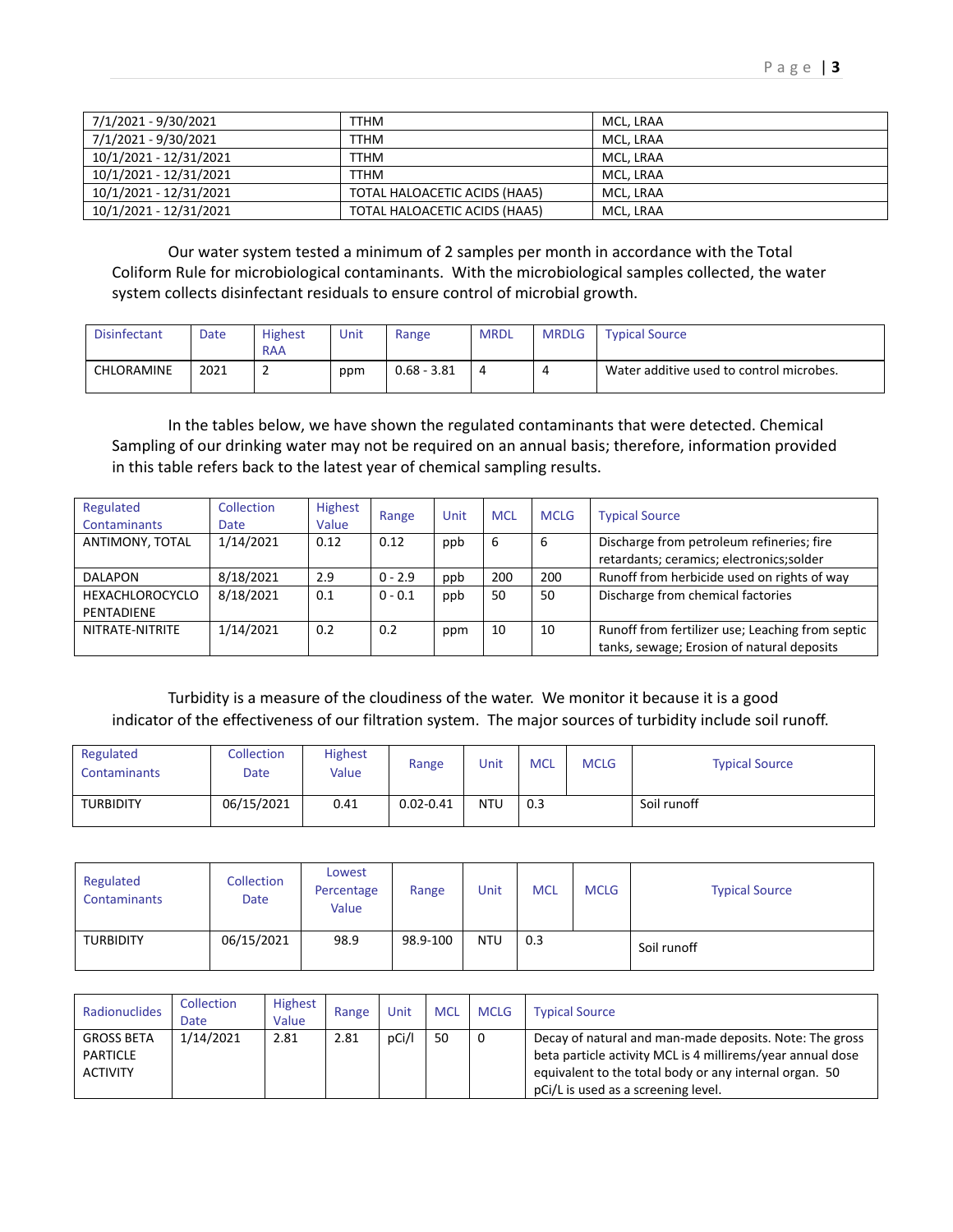| 7/1/2021 - 9/30/2021 | TTHM | MCL, LRAA |
|---|---|---|
| 7/1/2021 - 9/30/2021 | TTHM | MCL, LRAA |
| 10/1/2021 - 12/31/2021 | TTHM | MCL, LRAA |
| 10/1/2021 - 12/31/2021 | TTHM | MCL, LRAA |
| 10/1/2021 - 12/31/2021 | TOTAL HALOACETIC ACIDS (HAA5) | MCL, LRAA |
| 10/1/2021 - 12/31/2021 | TOTAL HALOACETIC ACIDS (HAA5) | MCL, LRAA |

Our water system tested a minimum of 2 samples per month in accordance with the Total Coliform Rule for microbiological contaminants. With the microbiological samples collected, the water system collects disinfectant residuals to ensure control of microbial growth.

| Disinfectant | Date | Highest RAA | Unit | Range | MRDL | MRDLG | Typical Source |
|---|---|---|---|---|---|---|---|
| CHLORAMINE | 2021 | 2 | ppm | 0.68 - 3.81 | 4 | 4 | Water additive used to control microbes. |

In the tables below, we have shown the regulated contaminants that were detected. Chemical Sampling of our drinking water may not be required on an annual basis; therefore, information provided in this table refers back to the latest year of chemical sampling results.

| Regulated Contaminants | Collection Date | Highest Value | Range | Unit | MCL | MCLG | Typical Source |
|---|---|---|---|---|---|---|---|
| ANTIMONY, TOTAL | 1/14/2021 | 0.12 | 0.12 | ppb | 6 | 6 | Discharge from petroleum refineries; fire retardants; ceramics; electronics;solder |
| DALAPON | 8/18/2021 | 2.9 | 0 - 2.9 | ppb | 200 | 200 | Runoff from herbicide used on rights of way |
| HEXACHLOROCYCLO PENTADIENE | 8/18/2021 | 0.1 | 0 - 0.1 | ppb | 50 | 50 | Discharge from chemical factories |
| NITRATE-NITRITE | 1/14/2021 | 0.2 | 0.2 | ppm | 10 | 10 | Runoff from fertilizer use; Leaching from septic tanks, sewage; Erosion of natural deposits |

Turbidity is a measure of the cloudiness of the water. We monitor it because it is a good indicator of the effectiveness of our filtration system. The major sources of turbidity include soil runoff.

| Regulated Contaminants | Collection Date | Highest Value | Range | Unit | MCL | MCLG | Typical Source |
|---|---|---|---|---|---|---|---|
| TURBIDITY | 06/15/2021 | 0.41 | 0.02-0.41 | NTU | 0.3 | | Soil runoff |

| Regulated Contaminants | Collection Date | Lowest Percentage Value | Range | Unit | MCL | MCLG | Typical Source |
|---|---|---|---|---|---|---|---|
| TURBIDITY | 06/15/2021 | 98.9 | 98.9-100 | NTU | 0.3 | | Soil runoff |

| Radionuclides | Collection Date | Highest Value | Range | Unit | MCL | MCLG | Typical Source |
|---|---|---|---|---|---|---|---|
| GROSS BETA PARTICLE ACTIVITY | 1/14/2021 | 2.81 | 2.81 | pCi/l | 50 | 0 | Decay of natural and man-made deposits. Note: The gross beta particle activity MCL is 4 millirems/year annual dose equivalent to the total body or any internal organ. 50 pCi/L is used as a screening level. |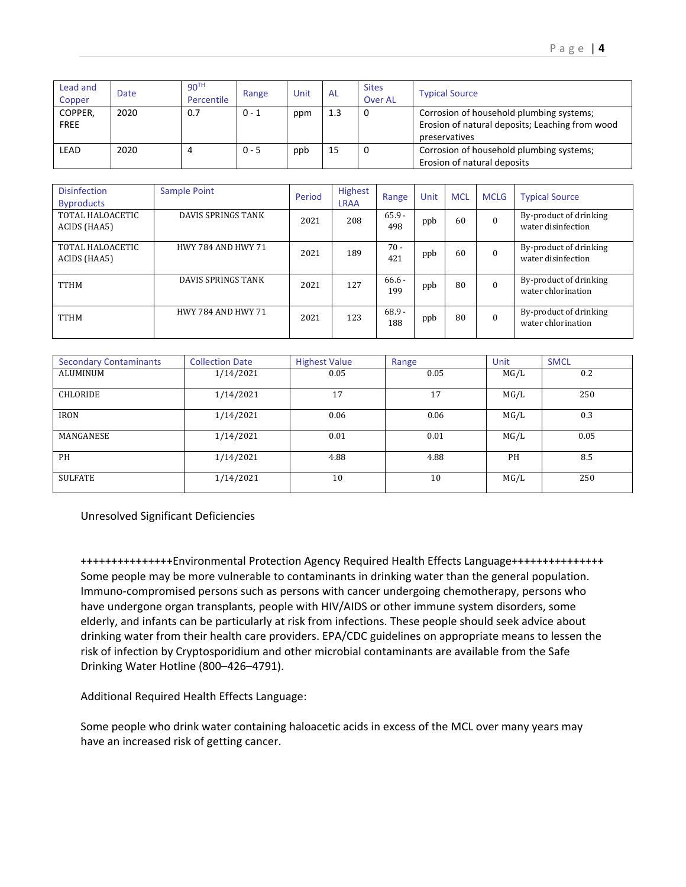| Lead and Copper | Date | 90TH Percentile | Range | Unit | AL | Sites Over AL | Typical Source |
|---|---|---|---|---|---|---|---|
| COPPER, FREE | 2020 | 0.7 | 0 - 1 | ppm | 1.3 | 0 | Corrosion of household plumbing systems; Erosion of natural deposits; Leaching from wood preservatives |
| LEAD | 2020 | 4 | 0 - 5 | ppb | 15 | 0 | Corrosion of household plumbing systems; Erosion of natural deposits |

| Disinfection Byproducts | Sample Point | Period | Highest LRAA | Range | Unit | MCL | MCLG | Typical Source |
|---|---|---|---|---|---|---|---|---|
| TOTAL HALOACETIC ACIDS (HAA5) | DAVIS SPRINGS TANK | 2021 | 208 | 65.9 - 498 | ppb | 60 | 0 | By-product of drinking water disinfection |
| TOTAL HALOACETIC ACIDS (HAA5) | HWY 784 AND HWY 71 | 2021 | 189 | 70 - 421 | ppb | 60 | 0 | By-product of drinking water disinfection |
| TTHM | DAVIS SPRINGS TANK | 2021 | 127 | 66.6 - 199 | ppb | 80 | 0 | By-product of drinking water chlorination |
| TTHM | HWY 784 AND HWY 71 | 2021 | 123 | 68.9 - 188 | ppb | 80 | 0 | By-product of drinking water chlorination |

| Secondary Contaminants | Collection Date | Highest Value | Range | Unit | SMCL |
|---|---|---|---|---|---|
| ALUMINUM | 1/14/2021 | 0.05 | 0.05 | MG/L | 0.2 |
| CHLORIDE | 1/14/2021 | 17 | 17 | MG/L | 250 |
| IRON | 1/14/2021 | 0.06 | 0.06 | MG/L | 0.3 |
| MANGANESE | 1/14/2021 | 0.01 | 0.01 | MG/L | 0.05 |
| PH | 1/14/2021 | 4.88 | 4.88 | PH | 8.5 |
| SULFATE | 1/14/2021 | 10 | 10 | MG/L | 250 |

Unresolved Significant Deficiencies

+++++++++++++++Environmental Protection Agency Required Health Effects Language+++++++++++++++
Some people may be more vulnerable to contaminants in drinking water than the general population. Immuno-compromised persons such as persons with cancer undergoing chemotherapy, persons who have undergone organ transplants, people with HIV/AIDS or other immune system disorders, some elderly, and infants can be particularly at risk from infections. These people should seek advice about drinking water from their health care providers. EPA/CDC guidelines on appropriate means to lessen the risk of infection by Cryptosporidium and other microbial contaminants are available from the Safe Drinking Water Hotline (800–426–4791).

Additional Required Health Effects Language:

Some people who drink water containing haloacetic acids in excess of the MCL over many years may have an increased risk of getting cancer.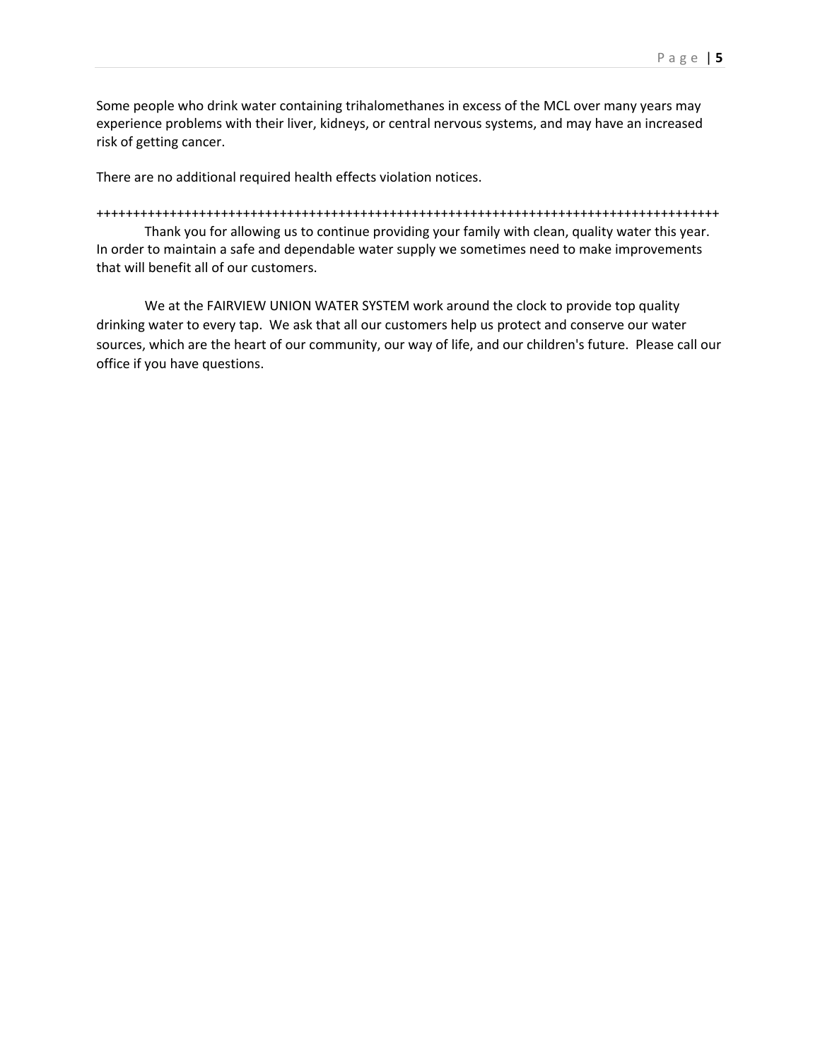Some people who drink water containing trihalomethanes in excess of the MCL over many years may experience problems with their liver, kidneys, or central nervous systems, and may have an increased risk of getting cancer.

There are no additional required health effects violation notices.

++++++++++++++++++++++++++++++++++++++++++++++++++++++++++++++++++++++++++++++++++++++++

Thank you for allowing us to continue providing your family with clean, quality water this year. In order to maintain a safe and dependable water supply we sometimes need to make improvements that will benefit all of our customers.

We at the FAIRVIEW UNION WATER SYSTEM work around the clock to provide top quality drinking water to every tap. We ask that all our customers help us protect and conserve our water sources, which are the heart of our community, our way of life, and our children's future. Please call our office if you have questions.